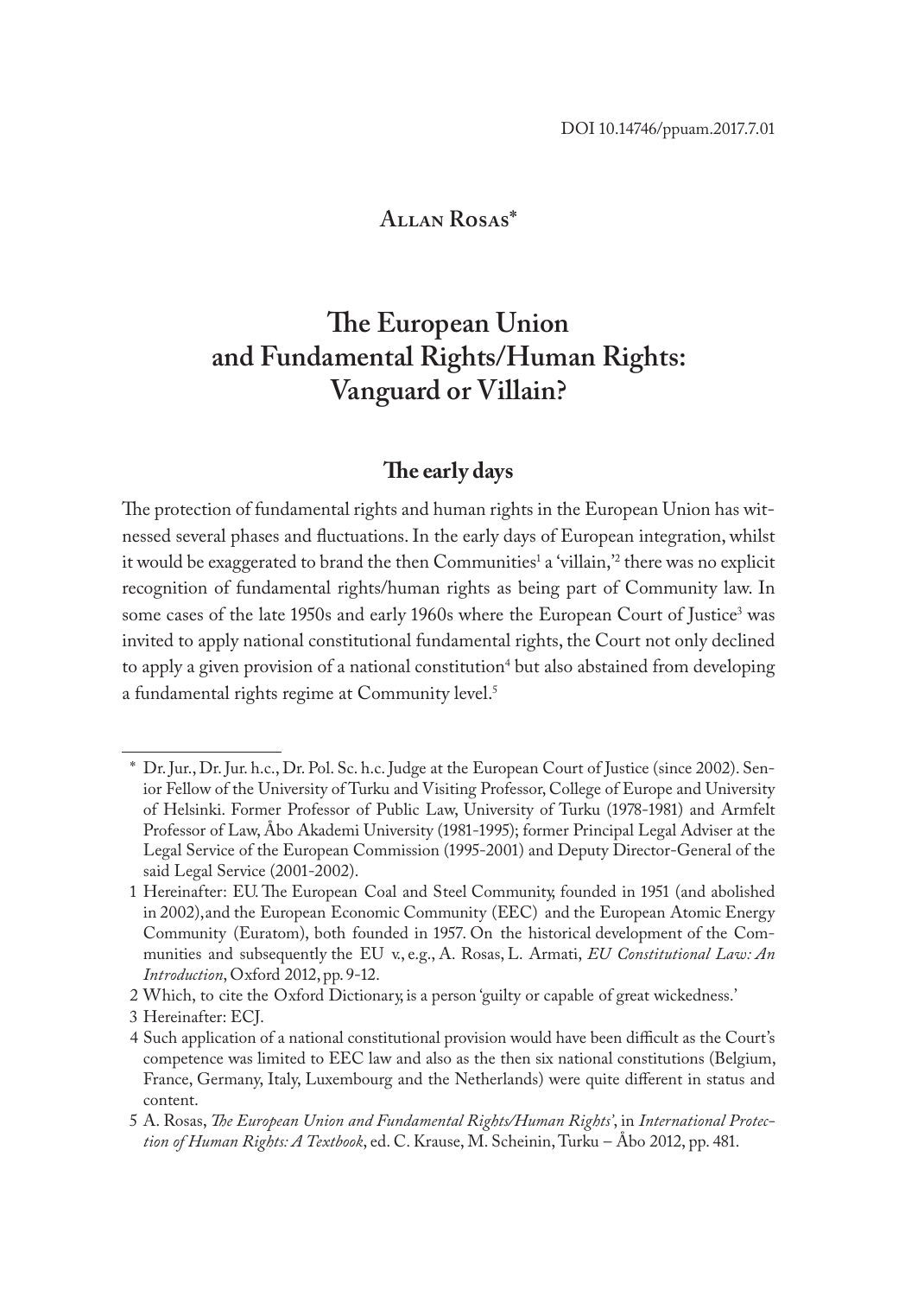DOI 10.14746/ppuam.2017.7.01

## Allan Rosas*

# The European Union and Fundamental Rights/Human Rights: Vanguard or Villain?

## The early days

The protection of fundamental rights and human rights in the European Union has witnessed several phases and fluctuations. In the early days of European integration, whilst it would be exaggerated to brand the then Communities[1] a 'villain,'[2] there was no explicit recognition of fundamental rights/human rights as being part of Community law. In some cases of the late 1950s and early 1960s where the European Court of Justice[3] was invited to apply national constitutional fundamental rights, the Court not only declined to apply a given provision of a national constitution[4] but also abstained from developing a fundamental rights regime at Community level.[5]

---

\* Dr. Jur., Dr. Jur. h.c., Dr. Pol. Sc. h.c. Judge at the European Court of Justice (since 2002). Senior Fellow of the University of Turku and Visiting Professor, College of Europe and University of Helsinki. Former Professor of Public Law, University of Turku (1978-1981) and Armfelt Professor of Law, Åbo Akademi University (1981-1995); former Principal Legal Adviser at the Legal Service of the European Commission (1995-2001) and Deputy Director-General of the said Legal Service (2001-2002).

1 Hereinafter: EU. The European Coal and Steel Community, founded in 1951 (and abolished in 2002), and the European Economic Community (EEC) and the European Atomic Energy Community (Euratom), both founded in 1957. On the historical development of the Communities and subsequently the EU v., e.g., A. Rosas, L. Armati, *EU Constitutional Law: An Introduction*, Oxford 2012, pp. 9-12.

2 Which, to cite the Oxford Dictionary, is a person 'guilty or capable of great wickedness.'

3 Hereinafter: ECJ.

4 Such application of a national constitutional provision would have been difficult as the Court's competence was limited to EEC law and also as the then six national constitutions (Belgium, France, Germany, Italy, Luxembourg and the Netherlands) were quite different in status and content.

5 A. Rosas, *The European Union and Fundamental Rights/Human Rights'*, in *International Protection of Human Rights: A Textbook*, ed. C. Krause, M. Scheinin, Turku – Åbo 2012, pp. 481.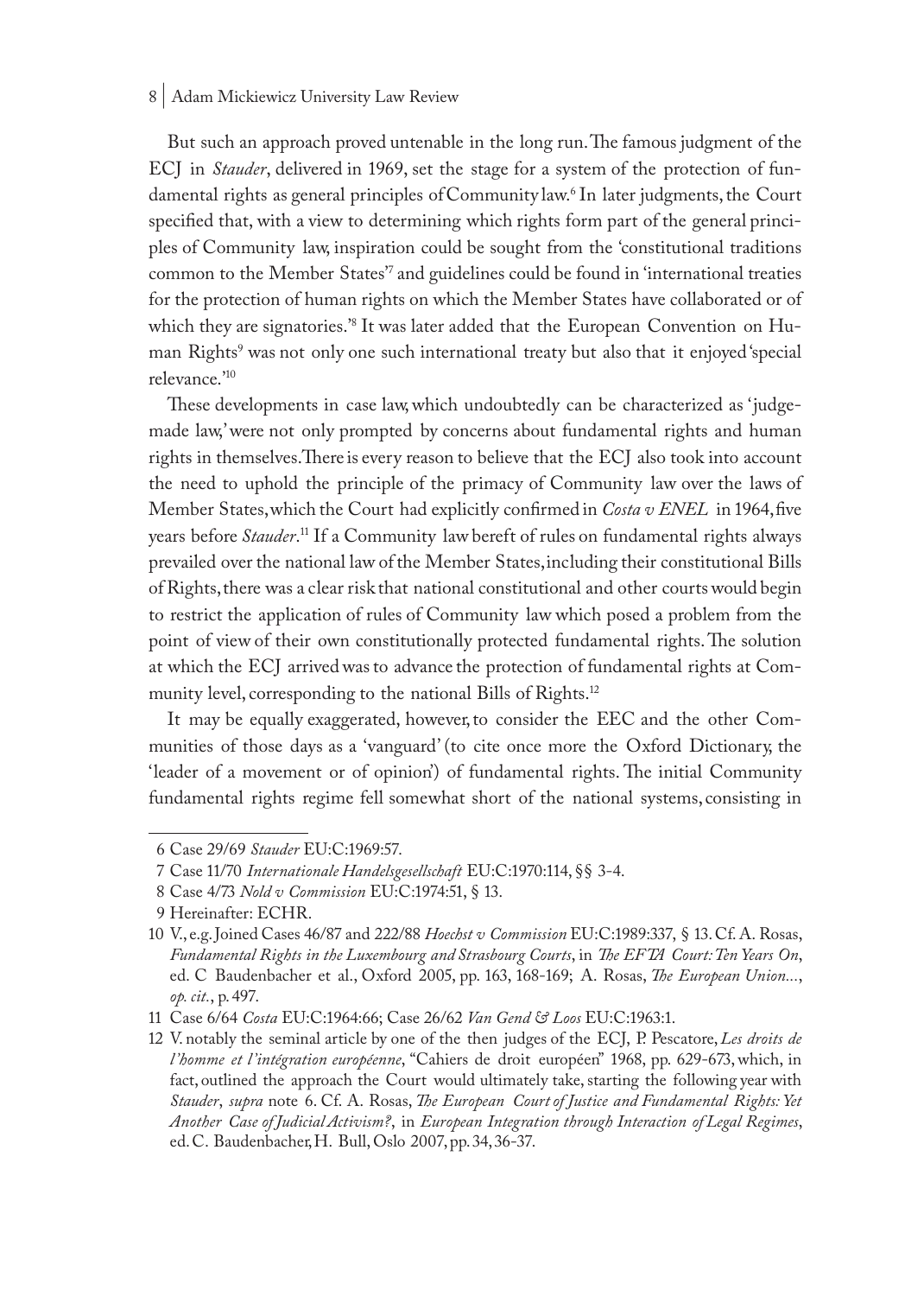But such an approach proved untenable in the long run. The famous judgment of the ECJ in *Stauder*, delivered in 1969, set the stage for a system of the protection of fundamental rights as general principles of Community law.[6] In later judgments, the Court specified that, with a view to determining which rights form part of the general principles of Community law, inspiration could be sought from the 'constitutional traditions common to the Member States'[7] and guidelines could be found in 'international treaties for the protection of human rights on which the Member States have collaborated or of which they are signatories.'[8] It was later added that the European Convention on Human Rights[9] was not only one such international treaty but also that it enjoyed 'special relevance.'[10]

These developments in case law, which undoubtedly can be characterized as 'judge-made law,' were not only prompted by concerns about fundamental rights and human rights in themselves. There is every reason to believe that the ECJ also took into account the need to uphold the principle of the primacy of Community law over the laws of Member States, which the Court had explicitly confirmed in *Costa v ENEL* in 1964, five years before *Stauder*.[11] If a Community law bereft of rules on fundamental rights always prevailed over the national law of the Member States, including their constitutional Bills of Rights, there was a clear risk that national constitutional and other courts would begin to restrict the application of rules of Community law which posed a problem from the point of view of their own constitutionally protected fundamental rights. The solution at which the ECJ arrived was to advance the protection of fundamental rights at Community level, corresponding to the national Bills of Rights.[12]

It may be equally exaggerated, however, to consider the EEC and the other Communities of those days as a 'vanguard' (to cite once more the Oxford Dictionary, the 'leader of a movement or of opinion') of fundamental rights. The initial Community fundamental rights regime fell somewhat short of the national systems, consisting in

---

6 Case 29/69 *Stauder* EU:C:1969:57.

7 Case 11/70 *Internationale Handelsgesellschaft* EU:C:1970:114, §§ 3-4.

8 Case 4/73 *Nold v Commission* EU:C:1974:51, § 13.

9 Hereinafter: ECHR.

10 V., e.g. Joined Cases 46/87 and 222/88 *Hoechst v Commission* EU:C:1989:337, § 13. Cf. A. Rosas, *Fundamental Rights in the Luxembourg and Strasbourg Courts*, in *The EFTA Court: Ten Years On*, ed. C Baudenbacher et al., Oxford 2005, pp. 163, 168-169; A. Rosas, *The European Union...*, *op. cit.*, p. 497.

11 Case 6/64 *Costa* EU:C:1964:66; Case 26/62 *Van Gend & Loos* EU:C:1963:1.

12 V. notably the seminal article by one of the then judges of the ECJ, P. Pescatore, *Les droits de l'homme et l'intégration européenne*, "Cahiers de droit européen" 1968, pp. 629-673, which, in fact, outlined the approach the Court would ultimately take, starting the following year with *Stauder*, *supra* note 6. Cf. A. Rosas, *The European Court of Justice and Fundamental Rights: Yet Another Case of Judicial Activism?*, in *European Integration through Interaction of Legal Regimes*, ed. C. Baudenbacher, H. Bull, Oslo 2007, pp. 34, 36-37.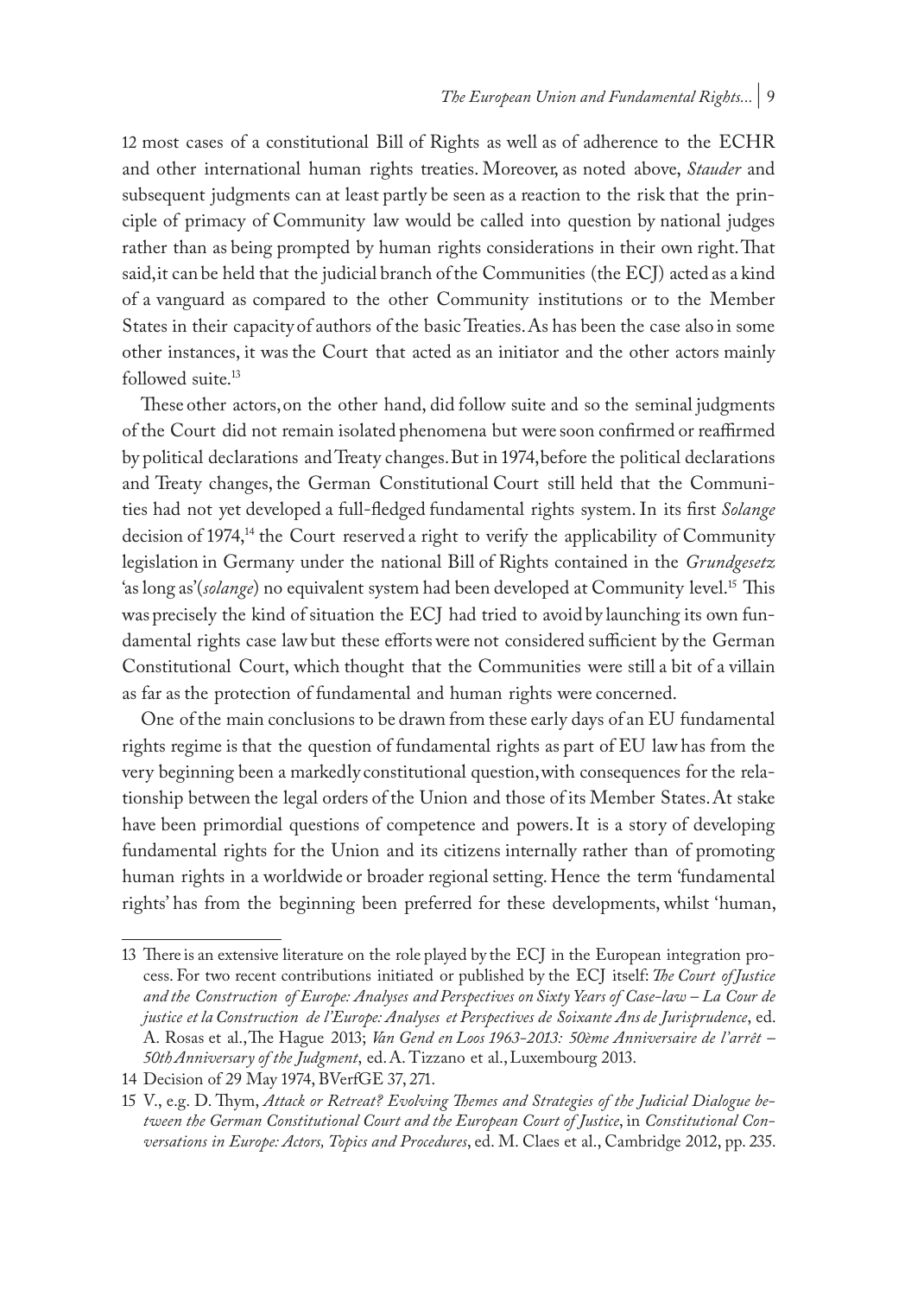12 most cases of a constitutional Bill of Rights as well as of adherence to the ECHR and other international human rights treaties. Moreover, as noted above, *Stauder* and subsequent judgments can at least partly be seen as a reaction to the risk that the principle of primacy of Community law would be called into question by national judges rather than as being prompted by human rights considerations in their own right. That said, it can be held that the judicial branch of the Communities (the ECJ) acted as a kind of a vanguard as compared to the other Community institutions or to the Member States in their capacity of authors of the basic Treaties. As has been the case also in some other instances, it was the Court that acted as an initiator and the other actors mainly followed suite.[13]

These other actors, on the other hand, did follow suite and so the seminal judgments of the Court did not remain isolated phenomena but were soon confirmed or reaffirmed by political declarations and Treaty changes. But in 1974, before the political declarations and Treaty changes, the German Constitutional Court still held that the Communities had not yet developed a full-fledged fundamental rights system. In its first *Solange* decision of 1974,[14] the Court reserved a right to verify the applicability of Community legislation in Germany under the national Bill of Rights contained in the *Grundgesetz* 'as long as'(*solange*) no equivalent system had been developed at Community level.[15] This was precisely the kind of situation the ECJ had tried to avoid by launching its own fundamental rights case law but these efforts were not considered sufficient by the German Constitutional Court, which thought that the Communities were still a bit of a villain as far as the protection of fundamental and human rights were concerned.

One of the main conclusions to be drawn from these early days of an EU fundamental rights regime is that the question of fundamental rights as part of EU law has from the very beginning been a markedly constitutional question, with consequences for the relationship between the legal orders of the Union and those of its Member States. At stake have been primordial questions of competence and powers. It is a story of developing fundamental rights for the Union and its citizens internally rather than of promoting human rights in a worldwide or broader regional setting. Hence the term 'fundamental rights' has from the beginning been preferred for these developments, whilst 'human,

---

13 There is an extensive literature on the role played by the ECJ in the European integration process. For two recent contributions initiated or published by the ECJ itself: *The Court of Justice and the Construction of Europe: Analyses and Perspectives on Sixty Years of Case-law – La Cour de justice et la Construction de l'Europe: Analyses et Perspectives de Soixante Ans de Jurisprudence*, ed. A. Rosas et al., The Hague 2013; *Van Gend en Loos 1963-2013: 50ème Anniversaire de l'arrêt – 50th Anniversary of the Judgment*, ed. A. Tizzano et al., Luxembourg 2013.

14 Decision of 29 May 1974, BVerfGE 37, 271.

15 V., e.g. D. Thym, *Attack or Retreat? Evolving Themes and Strategies of the Judicial Dialogue between the German Constitutional Court and the European Court of Justice*, in *Constitutional Conversations in Europe: Actors, Topics and Procedures*, ed. M. Claes et al., Cambridge 2012, pp. 235.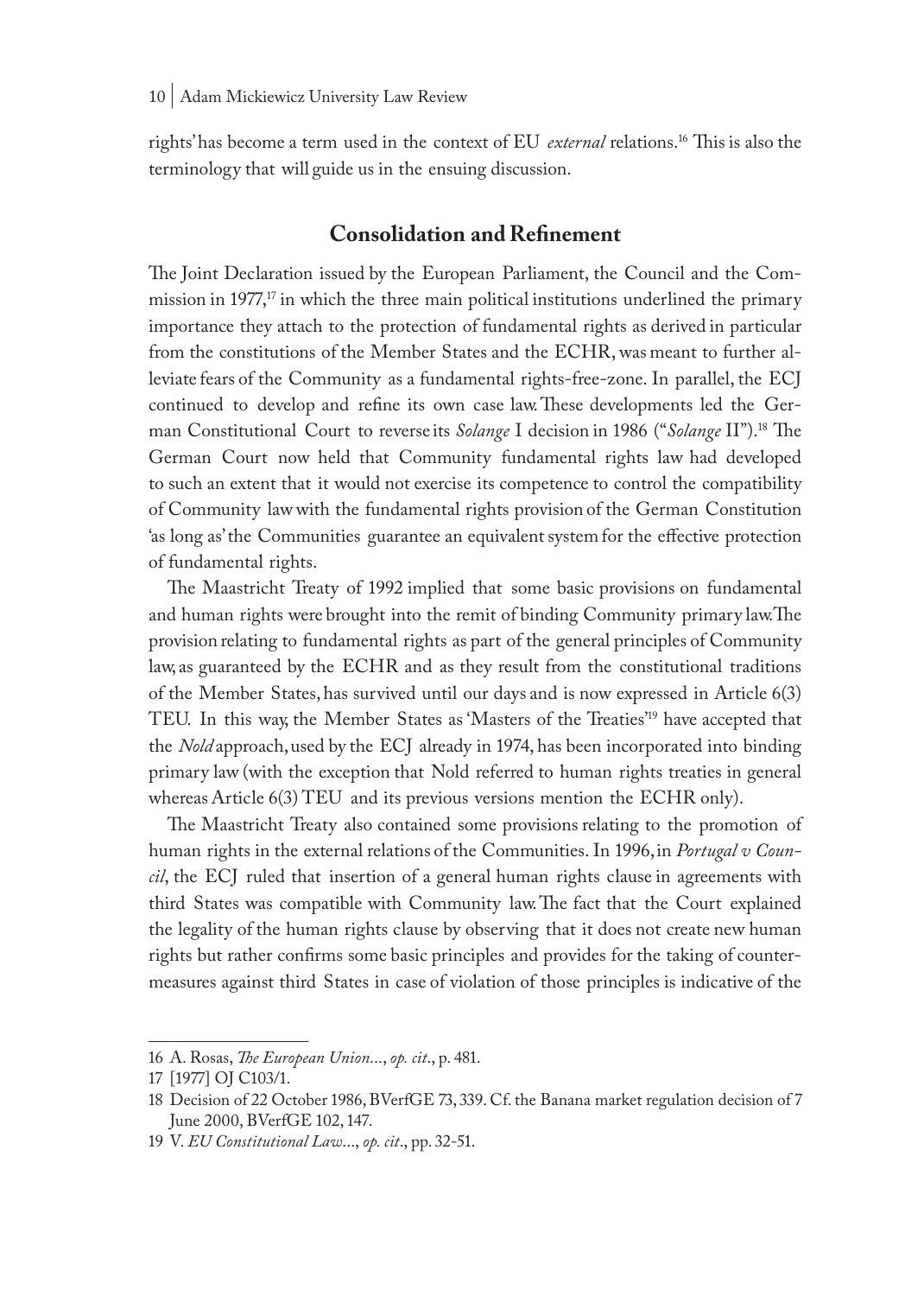rights' has become a term used in the context of EU *external* relations.[16] This is also the terminology that will guide us in the ensuing discussion.

## Consolidation and Refinement

The Joint Declaration issued by the European Parliament, the Council and the Commission in 1977,[17] in which the three main political institutions underlined the primary importance they attach to the protection of fundamental rights as derived in particular from the constitutions of the Member States and the ECHR, was meant to further alleviate fears of the Community as a fundamental rights-free-zone. In parallel, the ECJ continued to develop and refine its own case law. These developments led the German Constitutional Court to reverse its *Solange* I decision in 1986 ("*Solange* II").[18] The German Court now held that Community fundamental rights law had developed to such an extent that it would not exercise its competence to control the compatibility of Community law with the fundamental rights provision of the German Constitution 'as long as' the Communities guarantee an equivalent system for the effective protection of fundamental rights.

The Maastricht Treaty of 1992 implied that some basic provisions on fundamental and human rights were brought into the remit of binding Community primary law. The provision relating to fundamental rights as part of the general principles of Community law, as guaranteed by the ECHR and as they result from the constitutional traditions of the Member States, has survived until our days and is now expressed in Article 6(3) TEU. In this way, the Member States as 'Masters of the Treaties'[19] have accepted that the *Nold* approach, used by the ECJ already in 1974, has been incorporated into binding primary law (with the exception that Nold referred to human rights treaties in general whereas Article 6(3) TEU and its previous versions mention the ECHR only).

The Maastricht Treaty also contained some provisions relating to the promotion of human rights in the external relations of the Communities. In 1996, in *Portugal v Council*, the ECJ ruled that insertion of a general human rights clause in agreements with third States was compatible with Community law. The fact that the Court explained the legality of the human rights clause by observing that it does not create new human rights but rather confirms some basic principles and provides for the taking of countermeasures against third States in case of violation of those principles is indicative of the

---

16 A. Rosas, *The European Union*..., *op. cit*., p. 481.

17 [1977] OJ C103/1.

18 Decision of 22 October 1986, BVerfGE 73, 339. Cf. the Banana market regulation decision of 7 June 2000, BVerfGE 102, 147.

19 V. *EU Constitutional Law*..., *op. cit*., pp. 32-51.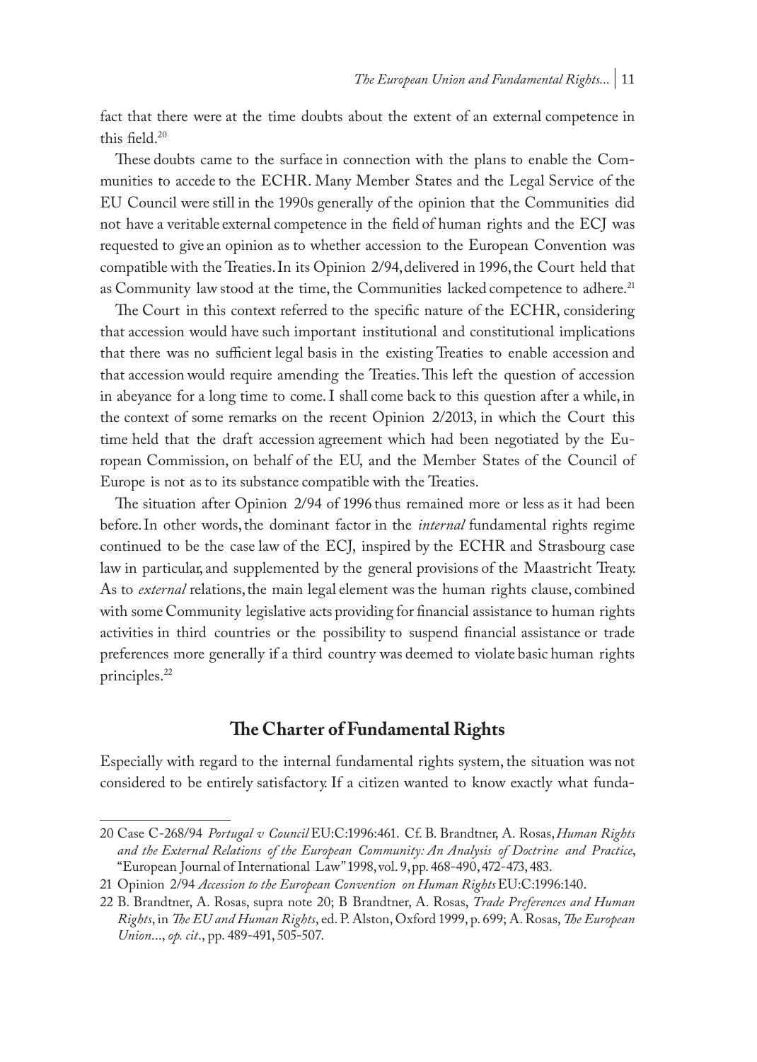fact that there were at the time doubts about the extent of an external competence in this field.[20]

These doubts came to the surface in connection with the plans to enable the Communities to accede to the ECHR. Many Member States and the Legal Service of the EU Council were still in the 1990s generally of the opinion that the Communities did not have a veritable external competence in the field of human rights and the ECJ was requested to give an opinion as to whether accession to the European Convention was compatible with the Treaties. In its Opinion 2/94, delivered in 1996, the Court held that as Community law stood at the time, the Communities lacked competence to adhere.[21]

The Court in this context referred to the specific nature of the ECHR, considering that accession would have such important institutional and constitutional implications that there was no sufficient legal basis in the existing Treaties to enable accession and that accession would require amending the Treaties. This left the question of accession in abeyance for a long time to come. I shall come back to this question after a while, in the context of some remarks on the recent Opinion 2/2013, in which the Court this time held that the draft accession agreement which had been negotiated by the European Commission, on behalf of the EU, and the Member States of the Council of Europe is not as to its substance compatible with the Treaties.

The situation after Opinion 2/94 of 1996 thus remained more or less as it had been before. In other words, the dominant factor in the *internal* fundamental rights regime continued to be the case law of the ECJ, inspired by the ECHR and Strasbourg case law in particular, and supplemented by the general provisions of the Maastricht Treaty. As to *external* relations, the main legal element was the human rights clause, combined with some Community legislative acts providing for financial assistance to human rights activities in third countries or the possibility to suspend financial assistance or trade preferences more generally if a third country was deemed to violate basic human rights principles.[22]

## The Charter of Fundamental Rights

Especially with regard to the internal fundamental rights system, the situation was not considered to be entirely satisfactory. If a citizen wanted to know exactly what funda-

---

20 Case C-268/94 *Portugal v Council* EU:C:1996:461. Cf. B. Brandtner, A. Rosas, *Human Rights and the External Relations of the European Community: An Analysis of Doctrine and Practice*, "European Journal of International Law" 1998, vol. 9, pp. 468-490, 472-473, 483.

21 Opinion 2/94 *Accession to the European Convention on Human Rights* EU:C:1996:140.

22 B. Brandtner, A. Rosas, supra note 20; B Brandtner, A. Rosas, *Trade Preferences and Human Rights*, in *The EU and Human Rights*, ed. P. Alston, Oxford 1999, p. 699; A. Rosas, *The European Union*..., *op. cit*., pp. 489-491, 505-507.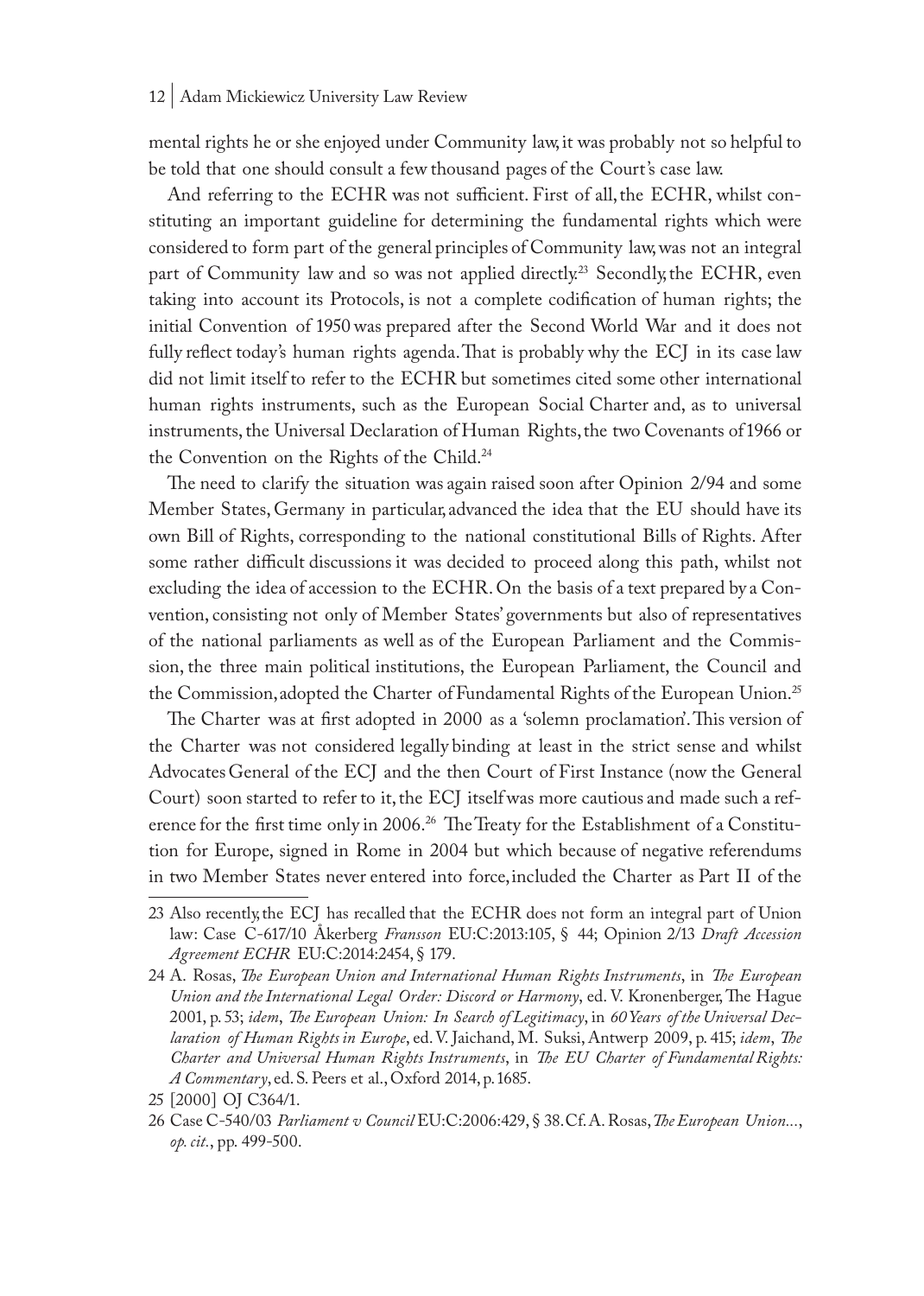mental rights he or she enjoyed under Community law, it was probably not so helpful to be told that one should consult a few thousand pages of the Court's case law.

And referring to the ECHR was not sufficient. First of all, the ECHR, whilst constituting an important guideline for determining the fundamental rights which were considered to form part of the general principles of Community law, was not an integral part of Community law and so was not applied directly.[23] Secondly, the ECHR, even taking into account its Protocols, is not a complete codification of human rights; the initial Convention of 1950 was prepared after the Second World War and it does not fully reflect today's human rights agenda. That is probably why the ECJ in its case law did not limit itself to refer to the ECHR but sometimes cited some other international human rights instruments, such as the European Social Charter and, as to universal instruments, the Universal Declaration of Human Rights, the two Covenants of 1966 or the Convention on the Rights of the Child.[24]

The need to clarify the situation was again raised soon after Opinion 2/94 and some Member States, Germany in particular, advanced the idea that the EU should have its own Bill of Rights, corresponding to the national constitutional Bills of Rights. After some rather difficult discussions it was decided to proceed along this path, whilst not excluding the idea of accession to the ECHR. On the basis of a text prepared by a Convention, consisting not only of Member States' governments but also of representatives of the national parliaments as well as of the European Parliament and the Commission, the three main political institutions, the European Parliament, the Council and the Commission, adopted the Charter of Fundamental Rights of the European Union.[25]

The Charter was at first adopted in 2000 as a 'solemn proclamation'. This version of the Charter was not considered legally binding at least in the strict sense and whilst Advocates General of the ECJ and the then Court of First Instance (now the General Court) soon started to refer to it, the ECJ itself was more cautious and made such a reference for the first time only in 2006.[26] The Treaty for the Establishment of a Constitution for Europe, signed in Rome in 2004 but which because of negative referendums in two Member States never entered into force, included the Charter as Part II of the

---

23 Also recently, the ECJ has recalled that the ECHR does not form an integral part of Union law: Case C-617/10 Åkerberg *Fransson* EU:C:2013:105, § 44; Opinion 2/13 *Draft Accession Agreement ECHR* EU:C:2014:2454, § 179.

24 A. Rosas, *The European Union and International Human Rights Instruments*, in *The European Union and the International Legal Order: Discord or Harmony*, ed. V. Kronenberger, The Hague 2001, p. 53; *idem*, *The European Union: In Search of Legitimacy*, in *60 Years of the Universal Declaration of Human Rights in Europe*, ed. V. Jaichand, M. Suksi, Antwerp 2009, p. 415; *idem*, *The Charter and Universal Human Rights Instruments*, in *The EU Charter of Fundamental Rights: A Commentary*, ed. S. Peers et al., Oxford 2014, p. 1685.

25 [2000] OJ C364/1.

26 Case C-540/03 *Parliament v Council* EU:C:2006:429, § 38. Cf. A. Rosas, *The European Union...*, *op. cit.*, pp. 499-500.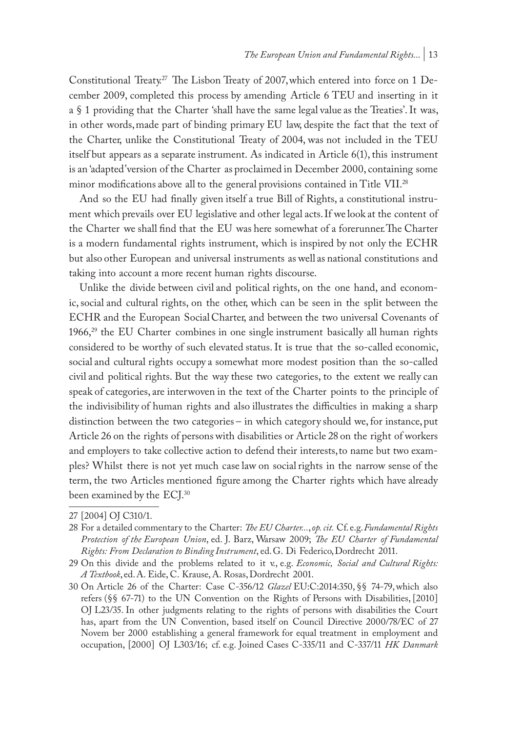Constitutional Treaty.[27] The Lisbon Treaty of 2007, which entered into force on 1 December 2009, completed this process by amending Article 6 TEU and inserting in it a § 1 providing that the Charter 'shall have the same legal value as the Treaties'. It was, in other words, made part of binding primary EU law, despite the fact that the text of the Charter, unlike the Constitutional Treaty of 2004, was not included in the TEU itself but appears as a separate instrument. As indicated in Article 6(1), this instrument is an 'adapted' version of the Charter as proclaimed in December 2000, containing some minor modifications above all to the general provisions contained in Title VII.[28]

And so the EU had finally given itself a true Bill of Rights, a constitutional instrument which prevails over EU legislative and other legal acts. If we look at the content of the Charter we shall find that the EU was here somewhat of a forerunner. The Charter is a modern fundamental rights instrument, which is inspired by not only the ECHR but also other European and universal instruments as well as national constitutions and taking into account a more recent human rights discourse.

Unlike the divide between civil and political rights, on the one hand, and economic, social and cultural rights, on the other, which can be seen in the split between the ECHR and the European Social Charter, and between the two universal Covenants of 1966,[29] the EU Charter combines in one single instrument basically all human rights considered to be worthy of such elevated status. It is true that the so-called economic, social and cultural rights occupy a somewhat more modest position than the so-called civil and political rights. But the way these two categories, to the extent we really can speak of categories, are interwoven in the text of the Charter points to the principle of the indivisibility of human rights and also illustrates the difficulties in making a sharp distinction between the two categories – in which category should we, for instance, put Article 26 on the rights of persons with disabilities or Article 28 on the right of workers and employers to take collective action to defend their interests, to name but two examples? Whilst there is not yet much case law on social rights in the narrow sense of the term, the two Articles mentioned figure among the Charter rights which have already been examined by the ECJ.[30]

---

27 [2004] OJ C310/1.

28 For a detailed commentary to the Charter: *The EU Charter...*, *op. cit.* Cf. e.g. *Fundamental Rights Protection of the European Union*, ed. J. Barz, Warsaw 2009; *The EU Charter of Fundamental Rights: From Declaration to Binding Instrument*, ed. G. Di Federico, Dordrecht 2011.

29 On this divide and the problems related to it v., e.g. *Economic, Social and Cultural Rights: A Textbook*, ed. A. Eide, C. Krause, A. Rosas, Dordrecht 2001.

30 On Article 26 of the Charter: Case C-356/12 *Glazel* EU:C:2014:350, §§ 74-79, which also refers (§§ 67-71) to the UN Convention on the Rights of Persons with Disabilities, [2010] OJ L23/35. In other judgments relating to the rights of persons with disabilities the Court has, apart from the UN Convention, based itself on Council Directive 2000/78/EC of 27 Novem ber 2000 establishing a general framework for equal treatment in employment and occupation, [2000] OJ L303/16; cf. e.g. Joined Cases C-335/11 and C-337/11 *HK Danmark*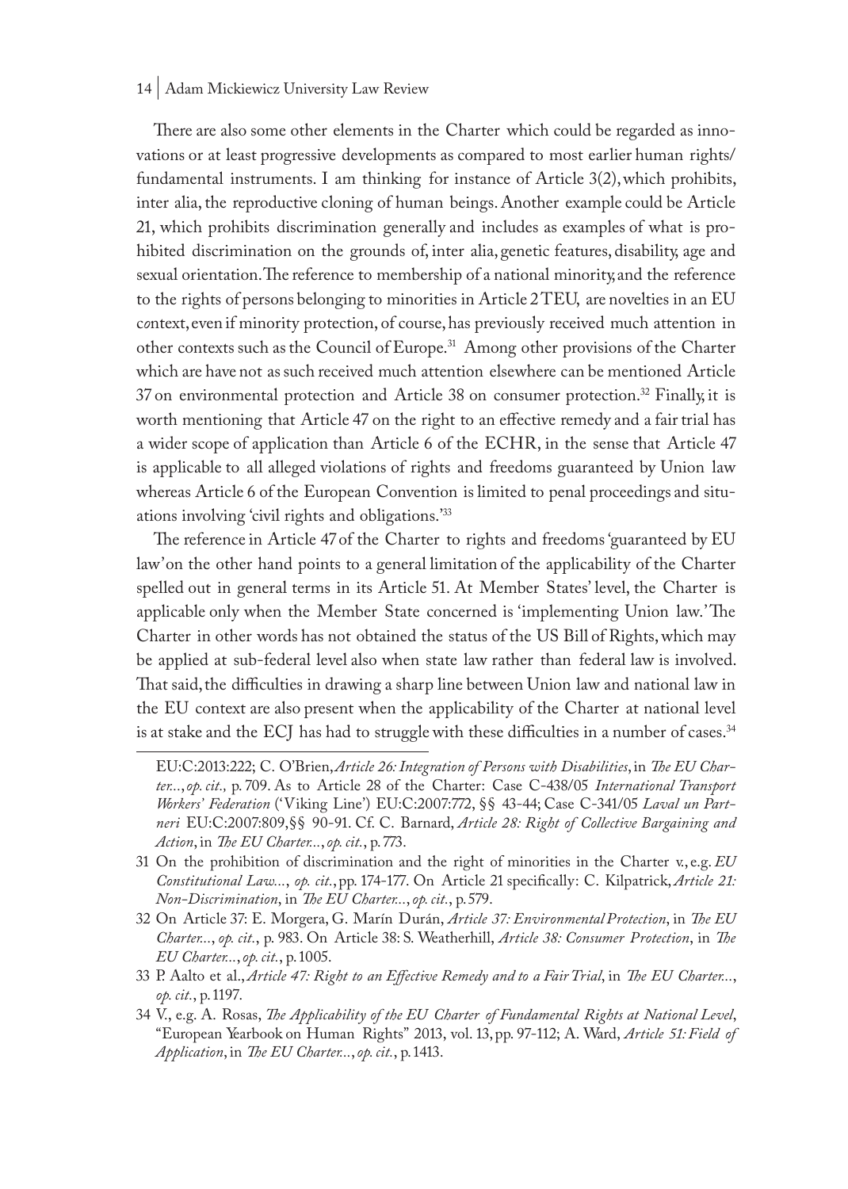There are also some other elements in the Charter which could be regarded as innovations or at least progressive developments as compared to most earlier human rights/ fundamental instruments. I am thinking for instance of Article 3(2), which prohibits, inter alia, the reproductive cloning of human beings. Another example could be Article 21, which prohibits discrimination generally and includes as examples of what is prohibited discrimination on the grounds of, inter alia, genetic features, disability, age and sexual orientation. The reference to membership of a national minority, and the reference to the rights of persons belonging to minorities in Article 2 TEU, are novelties in an EU context, even if minority protection, of course, has previously received much attention in other contexts such as the Council of Europe.[31] Among other provisions of the Charter which are have not as such received much attention elsewhere can be mentioned Article 37 on environmental protection and Article 38 on consumer protection.[32] Finally, it is worth mentioning that Article 47 on the right to an effective remedy and a fair trial has a wider scope of application than Article 6 of the ECHR, in the sense that Article 47 is applicable to all alleged violations of rights and freedoms guaranteed by Union law whereas Article 6 of the European Convention is limited to penal proceedings and situations involving 'civil rights and obligations.'[33]

The reference in Article 47 of the Charter to rights and freedoms 'guaranteed by EU law' on the other hand points to a general limitation of the applicability of the Charter spelled out in general terms in its Article 51. At Member States' level, the Charter is applicable only when the Member State concerned is 'implementing Union law.' The Charter in other words has not obtained the status of the US Bill of Rights, which may be applied at sub-federal level also when state law rather than federal law is involved. That said, the difficulties in drawing a sharp line between Union law and national law in the EU context are also present when the applicability of the Charter at national level is at stake and the ECJ has had to struggle with these difficulties in a number of cases.[34]

---

EU:C:2013:222; C. O'Brien, *Article 26: Integration of Persons with Disabilities*, in *The EU Charter...*, *op. cit.*, p. 709. As to Article 28 of the Charter: Case C-438/05 *International Transport Workers' Federation* ('Viking Line') EU:C:2007:772, §§ 43-44; Case C-341/05 *Laval un Partneri* EU:C:2007:809, §§ 90-91. Cf. C. Barnard, *Article 28: Right of Collective Bargaining and Action*, in *The EU Charter...*, *op. cit.*, p. 773.

31 On the prohibition of discrimination and the right of minorities in the Charter v., e.g. *EU Constitutional Law...*, *op. cit.*, pp. 174-177. On Article 21 specifically: C. Kilpatrick, *Article 21: Non-Discrimination*, in *The EU Charter...*, *op. cit.*, p. 579.

32 On Article 37: E. Morgera, G. Marín Durán, *Article 37: Environmental Protection*, in *The EU Charter...*, *op. cit.*, p. 983. On Article 38: S. Weatherhill, *Article 38: Consumer Protection*, in *The EU Charter...*, *op. cit.*, p. 1005.

33 P. Aalto et al., *Article 47: Right to an Effective Remedy and to a Fair Trial*, in *The EU Charter...*, *op. cit.*, p. 1197.

34 V., e.g. A. Rosas, *The Applicability of the EU Charter of Fundamental Rights at National Level*, "European Yearbook on Human Rights" 2013, vol. 13, pp. 97-112; A. Ward, *Article 51: Field of Application*, in *The EU Charter...*, *op. cit.*, p. 1413.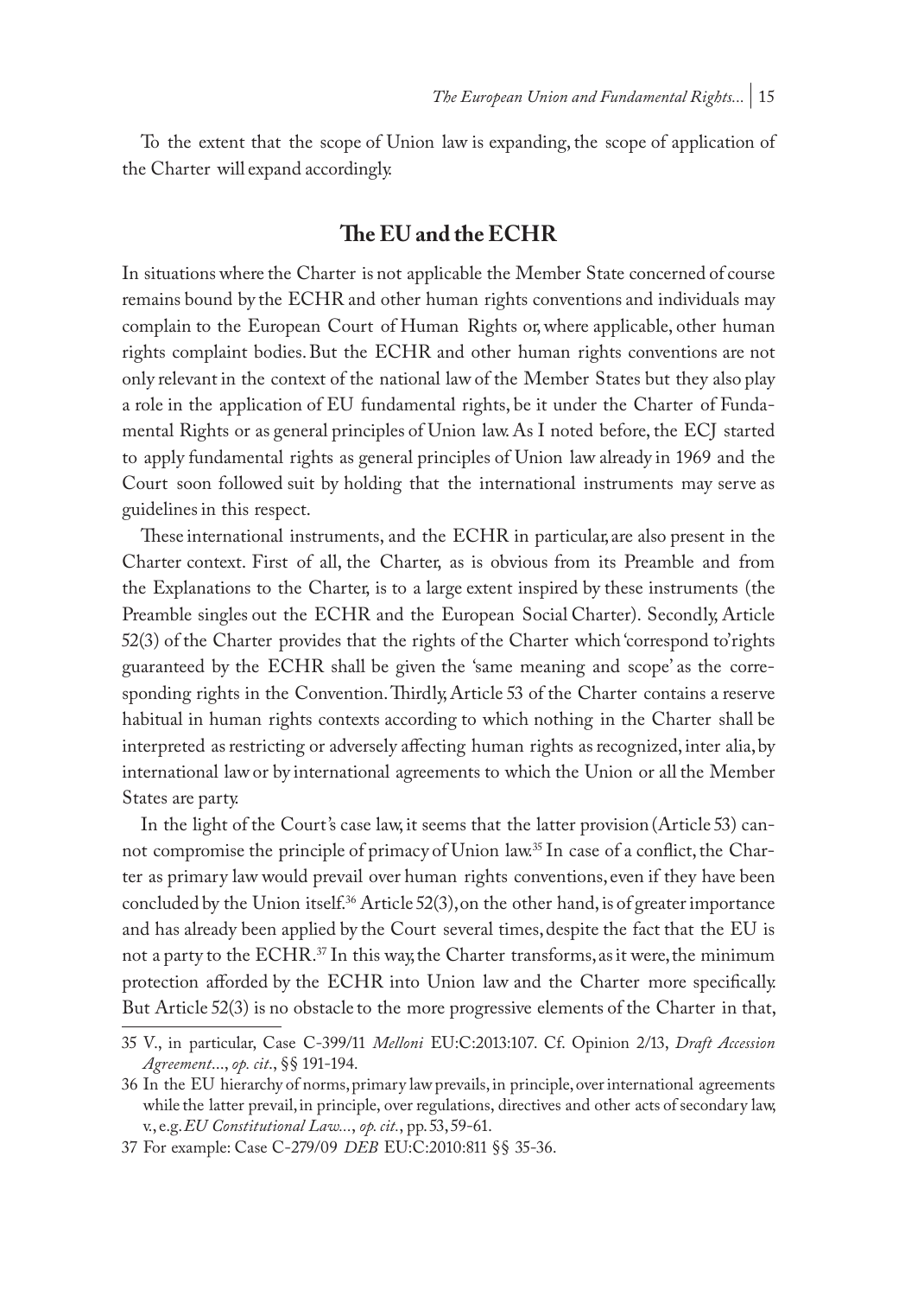To the extent that the scope of Union law is expanding, the scope of application of the Charter will expand accordingly.

## The EU and the ECHR

In situations where the Charter is not applicable the Member State concerned of course remains bound by the ECHR and other human rights conventions and individuals may complain to the European Court of Human Rights or, where applicable, other human rights complaint bodies. But the ECHR and other human rights conventions are not only relevant in the context of the national law of the Member States but they also play a role in the application of EU fundamental rights, be it under the Charter of Fundamental Rights or as general principles of Union law. As I noted before, the ECJ started to apply fundamental rights as general principles of Union law already in 1969 and the Court soon followed suit by holding that the international instruments may serve as guidelines in this respect.

These international instruments, and the ECHR in particular, are also present in the Charter context. First of all, the Charter, as is obvious from its Preamble and from the Explanations to the Charter, is to a large extent inspired by these instruments (the Preamble singles out the ECHR and the European Social Charter). Secondly, Article 52(3) of the Charter provides that the rights of the Charter which 'correspond to' rights guaranteed by the ECHR shall be given the 'same meaning and scope' as the corresponding rights in the Convention. Thirdly, Article 53 of the Charter contains a reserve habitual in human rights contexts according to which nothing in the Charter shall be interpreted as restricting or adversely affecting human rights as recognized, inter alia, by international law or by international agreements to which the Union or all the Member States are party.

In the light of the Court's case law, it seems that the latter provision (Article 53) cannot compromise the principle of primacy of Union law.[35] In case of a conflict, the Charter as primary law would prevail over human rights conventions, even if they have been concluded by the Union itself.[36] Article 52(3), on the other hand, is of greater importance and has already been applied by the Court several times, despite the fact that the EU is not a party to the ECHR.[37] In this way, the Charter transforms, as it were, the minimum protection afforded by the ECHR into Union law and the Charter more specifically. But Article 52(3) is no obstacle to the more progressive elements of the Charter in that,

---

35 V., in particular, Case C-399/11 *Melloni* EU:C:2013:107. Cf. Opinion 2/13, *Draft Accession Agreement*..., *op. cit.*, §§ 191-194.

36 In the EU hierarchy of norms, primary law prevails, in principle, over international agreements while the latter prevail, in principle, over regulations, directives and other acts of secondary law, v., e.g. *EU Constitutional Law*..., *op. cit.*, pp. 53, 59-61.

37 For example: Case C-279/09 *DEB* EU:C:2010:811 §§ 35-36.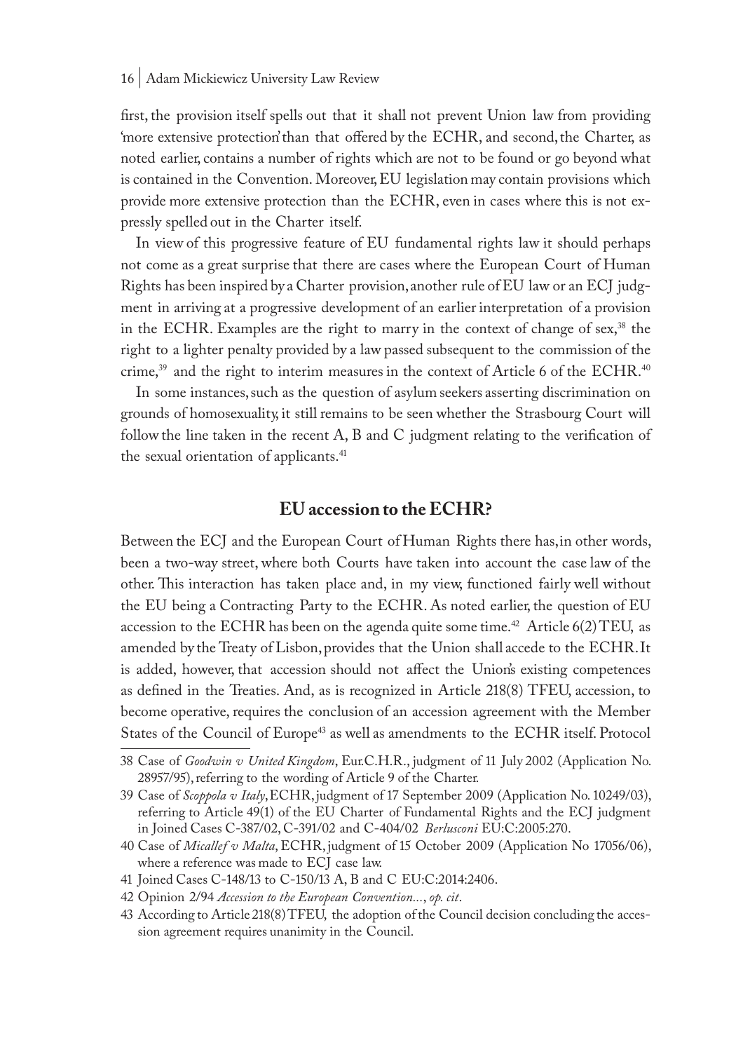first, the provision itself spells out that it shall not prevent Union law from providing 'more extensive protection' than that offered by the ECHR, and second, the Charter, as noted earlier, contains a number of rights which are not to be found or go beyond what is contained in the Convention. Moreover, EU legislation may contain provisions which provide more extensive protection than the ECHR, even in cases where this is not expressly spelled out in the Charter itself.

In view of this progressive feature of EU fundamental rights law it should perhaps not come as a great surprise that there are cases where the European Court of Human Rights has been inspired by a Charter provision, another rule of EU law or an ECJ judgment in arriving at a progressive development of an earlier interpretation of a provision in the ECHR. Examples are the right to marry in the context of change of sex,[38] the right to a lighter penalty provided by a law passed subsequent to the commission of the crime,[39] and the right to interim measures in the context of Article 6 of the ECHR.[40]

In some instances, such as the question of asylum seekers asserting discrimination on grounds of homosexuality, it still remains to be seen whether the Strasbourg Court will follow the line taken in the recent A, B and C judgment relating to the verification of the sexual orientation of applicants.[41]

## EU accession to the ECHR?

Between the ECJ and the European Court of Human Rights there has, in other words, been a two-way street, where both Courts have taken into account the case law of the other. This interaction has taken place and, in my view, functioned fairly well without the EU being a Contracting Party to the ECHR. As noted earlier, the question of EU accession to the ECHR has been on the agenda quite some time.[42] Article 6(2) TEU, as amended by the Treaty of Lisbon, provides that the Union shall accede to the ECHR. It is added, however, that accession should not affect the Union's existing competences as defined in the Treaties. And, as is recognized in Article 218(8) TFEU, accession, to become operative, requires the conclusion of an accession agreement with the Member States of the Council of Europe[43] as well as amendments to the ECHR itself. Protocol

38 Case of *Goodwin v United Kingdom*, Eur.C.H.R., judgment of 11 July 2002 (Application No. 28957/95), referring to the wording of Article 9 of the Charter.

39 Case of *Scoppola v Italy*, ECHR, judgment of 17 September 2009 (Application No. 10249/03), referring to Article 49(1) of the EU Charter of Fundamental Rights and the ECJ judgment in Joined Cases C-387/02, C-391/02 and C-404/02 *Berlusconi* EU:C:2005:270.

40 Case of *Micallef v Malta*, ECHR, judgment of 15 October 2009 (Application No 17056/06), where a reference was made to ECJ case law.

41 Joined Cases C-148/13 to C-150/13 A, B and C EU:C:2014:2406.

42 Opinion 2/94 *Accession to the European Convention...*, *op. cit*.

43 According to Article 218(8) TFEU, the adoption of the Council decision concluding the accession agreement requires unanimity in the Council.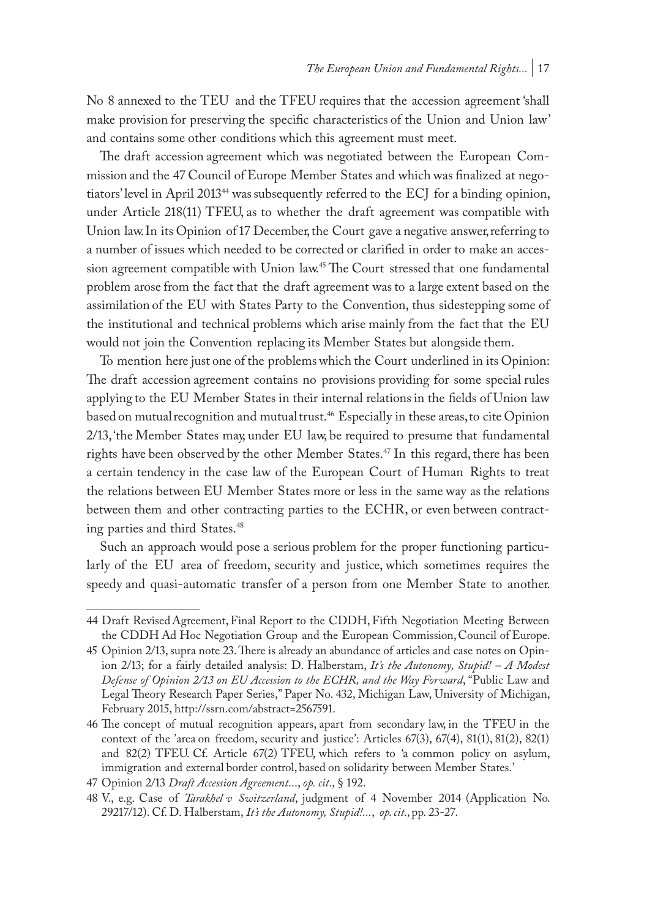No 8 annexed to the TEU and the TFEU requires that the accession agreement 'shall make provision for preserving the specific characteristics of the Union and Union law' and contains some other conditions which this agreement must meet.

The draft accession agreement which was negotiated between the European Commission and the 47 Council of Europe Member States and which was finalized at negotiators' level in April 2013[44] was subsequently referred to the ECJ for a binding opinion, under Article 218(11) TFEU, as to whether the draft agreement was compatible with Union law. In its Opinion of 17 December, the Court gave a negative answer, referring to a number of issues which needed to be corrected or clarified in order to make an accession agreement compatible with Union law.[45] The Court stressed that one fundamental problem arose from the fact that the draft agreement was to a large extent based on the assimilation of the EU with States Party to the Convention, thus sidestepping some of the institutional and technical problems which arise mainly from the fact that the EU would not join the Convention replacing its Member States but alongside them.

To mention here just one of the problems which the Court underlined in its Opinion: The draft accession agreement contains no provisions providing for some special rules applying to the EU Member States in their internal relations in the fields of Union law based on mutual recognition and mutual trust.[46] Especially in these areas, to cite Opinion 2/13, 'the Member States may, under EU law, be required to presume that fundamental rights have been observed by the other Member States.[47] In this regard, there has been a certain tendency in the case law of the European Court of Human Rights to treat the relations between EU Member States more or less in the same way as the relations between them and other contracting parties to the ECHR, or even between contracting parties and third States.[48]

Such an approach would pose a serious problem for the proper functioning particularly of the EU area of freedom, security and justice, which sometimes requires the speedy and quasi-automatic transfer of a person from one Member State to another.

---

44 Draft Revised Agreement, Final Report to the CDDH, Fifth Negotiation Meeting Between the CDDH Ad Hoc Negotiation Group and the European Commission, Council of Europe.

45 Opinion 2/13, supra note 23. There is already an abundance of articles and case notes on Opinion 2/13; for a fairly detailed analysis: D. Halberstam, *It's the Autonomy, Stupid! – A Modest Defense of Opinion 2/13 on EU Accession to the ECHR, and the Way Forward*, "Public Law and Legal Theory Research Paper Series," Paper No. 432, Michigan Law, University of Michigan, February 2015, http://ssrn.com/abstract=2567591.

46 The concept of mutual recognition appears, apart from secondary law, in the TFEU in the context of the 'area on freedom, security and justice': Articles 67(3), 67(4), 81(1), 81(2), 82(1) and 82(2) TFEU. Cf. Article 67(2) TFEU, which refers to 'a common policy on asylum, immigration and external border control, based on solidarity between Member States.'

47 Opinion 2/13 *Draft Accession Agreement*..., *op. cit.*, § 192.

48 V., e.g. Case of *Tarakhel v Switzerland*, judgment of 4 November 2014 (Application No. 29217/12). Cf. D. Halberstam, *It's the Autonomy, Stupid!*..., *op. cit.*, pp. 23-27.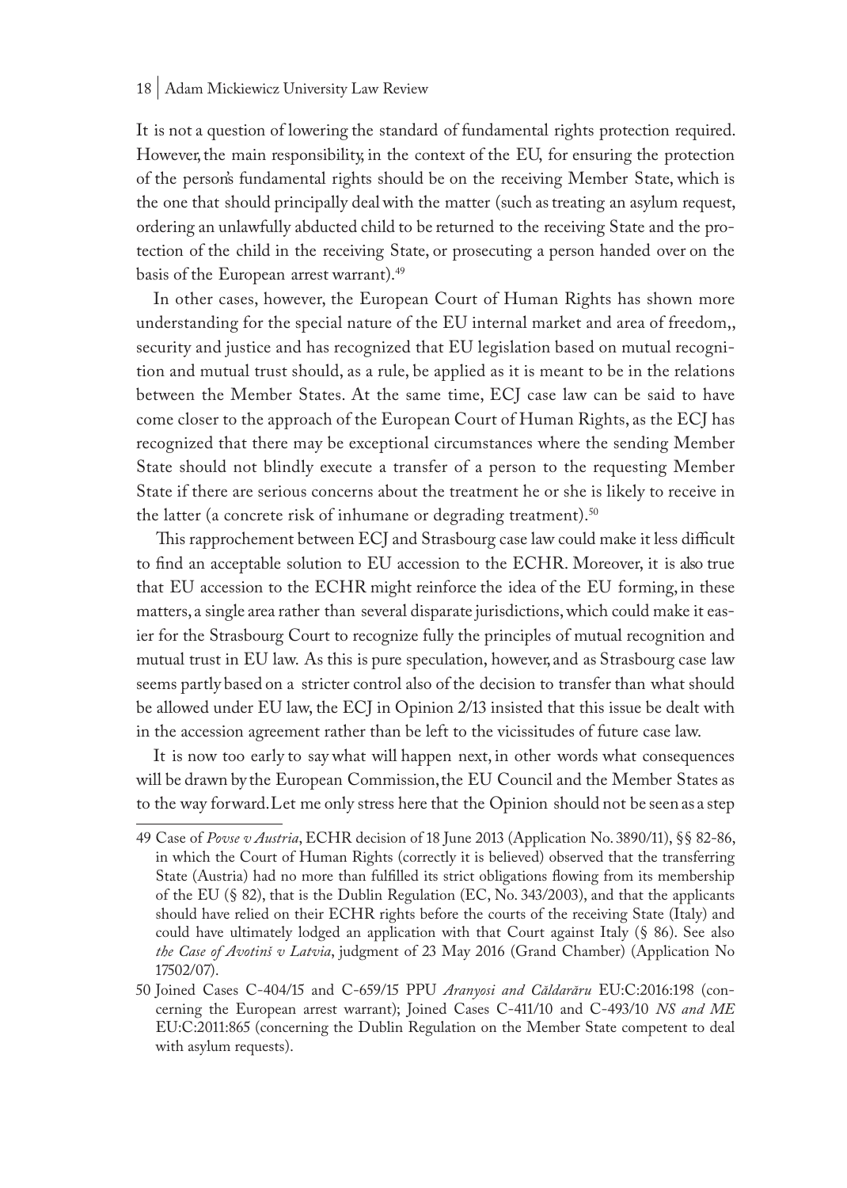It is not a question of lowering the standard of fundamental rights protection required. However, the main responsibility, in the context of the EU, for ensuring the protection of the person's fundamental rights should be on the receiving Member State, which is the one that should principally deal with the matter (such as treating an asylum request, ordering an unlawfully abducted child to be returned to the receiving State and the protection of the child in the receiving State, or prosecuting a person handed over on the basis of the European arrest warrant).[49]

In other cases, however, the European Court of Human Rights has shown more understanding for the special nature of the EU internal market and area of freedom,, security and justice and has recognized that EU legislation based on mutual recognition and mutual trust should, as a rule, be applied as it is meant to be in the relations between the Member States. At the same time, ECJ case law can be said to have come closer to the approach of the European Court of Human Rights, as the ECJ has recognized that there may be exceptional circumstances where the sending Member State should not blindly execute a transfer of a person to the requesting Member State if there are serious concerns about the treatment he or she is likely to receive in the latter (a concrete risk of inhumane or degrading treatment).[50]

This rapprochement between ECJ and Strasbourg case law could make it less difficult to find an acceptable solution to EU accession to the ECHR. Moreover, it is also true that EU accession to the ECHR might reinforce the idea of the EU forming, in these matters, a single area rather than several disparate jurisdictions, which could make it easier for the Strasbourg Court to recognize fully the principles of mutual recognition and mutual trust in EU law. As this is pure speculation, however, and as Strasbourg case law seems partly based on a stricter control also of the decision to transfer than what should be allowed under EU law, the ECJ in Opinion 2/13 insisted that this issue be dealt with in the accession agreement rather than be left to the vicissitudes of future case law.

It is now too early to say what will happen next, in other words what consequences will be drawn by the European Commission, the EU Council and the Member States as to the way forward. Let me only stress here that the Opinion should not be seen as a step

---

49 Case of *Povse v Austria*, ECHR decision of 18 June 2013 (Application No. 3890/11), §§ 82-86, in which the Court of Human Rights (correctly it is believed) observed that the transferring State (Austria) had no more than fulfilled its strict obligations flowing from its membership of the EU (§ 82), that is the Dublin Regulation (EC, No. 343/2003), and that the applicants should have relied on their ECHR rights before the courts of the receiving State (Italy) and could have ultimately lodged an application with that Court against Italy (§ 86). See also *the Case of Avotinš v Latvia*, judgment of 23 May 2016 (Grand Chamber) (Application No 17502/07).

50 Joined Cases C-404/15 and C-659/15 PPU *Aranyosi and Căldarăru* EU:C:2016:198 (concerning the European arrest warrant); Joined Cases C-411/10 and C-493/10 *NS and ME* EU:C:2011:865 (concerning the Dublin Regulation on the Member State competent to deal with asylum requests).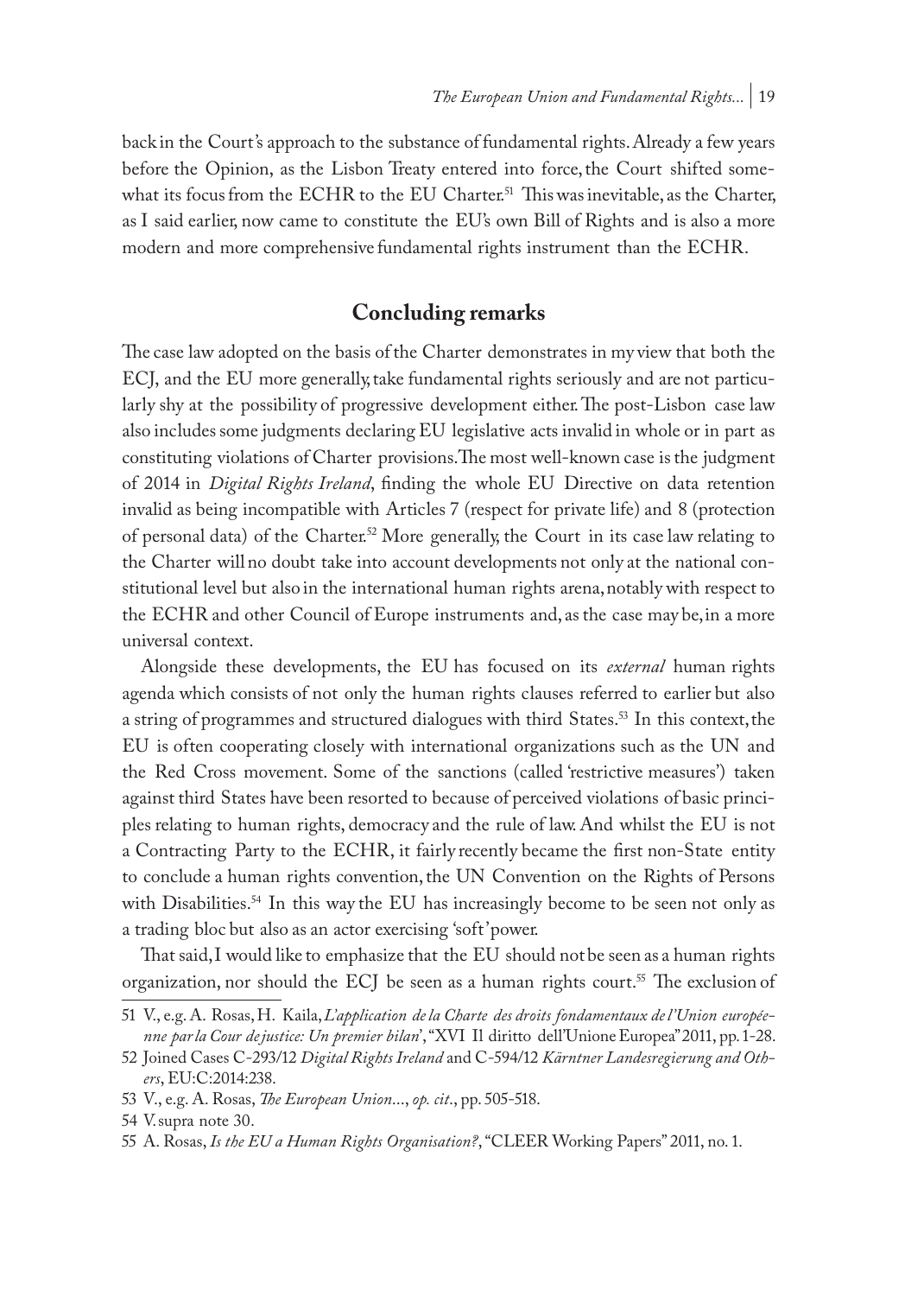back in the Court's approach to the substance of fundamental rights. Already a few years before the Opinion, as the Lisbon Treaty entered into force, the Court shifted somewhat its focus from the ECHR to the EU Charter.[51] This was inevitable, as the Charter, as I said earlier, now came to constitute the EU's own Bill of Rights and is also a more modern and more comprehensive fundamental rights instrument than the ECHR.

## Concluding remarks

The case law adopted on the basis of the Charter demonstrates in my view that both the ECJ, and the EU more generally, take fundamental rights seriously and are not particularly shy at the possibility of progressive development either. The post-Lisbon case law also includes some judgments declaring EU legislative acts invalid in whole or in part as constituting violations of Charter provisions. The most well-known case is the judgment of 2014 in *Digital Rights Ireland*, finding the whole EU Directive on data retention invalid as being incompatible with Articles 7 (respect for private life) and 8 (protection of personal data) of the Charter.[52] More generally, the Court in its case law relating to the Charter will no doubt take into account developments not only at the national constitutional level but also in the international human rights arena, notably with respect to the ECHR and other Council of Europe instruments and, as the case may be, in a more universal context.

Alongside these developments, the EU has focused on its *external* human rights agenda which consists of not only the human rights clauses referred to earlier but also a string of programmes and structured dialogues with third States.[53] In this context, the EU is often cooperating closely with international organizations such as the UN and the Red Cross movement. Some of the sanctions (called 'restrictive measures') taken against third States have been resorted to because of perceived violations of basic principles relating to human rights, democracy and the rule of law. And whilst the EU is not a Contracting Party to the ECHR, it fairly recently became the first non-State entity to conclude a human rights convention, the UN Convention on the Rights of Persons with Disabilities.[54] In this way the EU has increasingly become to be seen not only as a trading bloc but also as an actor exercising 'soft' power.

That said, I would like to emphasize that the EU should not be seen as a human rights organization, nor should the ECJ be seen as a human rights court.[55] The exclusion of

---

51 V., e.g. A. Rosas, H. Kaila, *L'application de la Charte des droits fondamentaux de l'Union européenne par la Cour de justice: Un premier bilan*', "XVI Il diritto dell'Unione Europea" 2011, pp. 1-28.

52 Joined Cases C-293/12 *Digital Rights Ireland* and C-594/12 *Kärntner Landesregierung and Others*, EU:C:2014:238.

53 V., e.g. A. Rosas, *The European Union…*, *op. cit.*, pp. 505-518.

54 V. supra note 30.

55 A. Rosas, *Is the EU a Human Rights Organisation?*, "CLEER Working Papers" 2011, no. 1.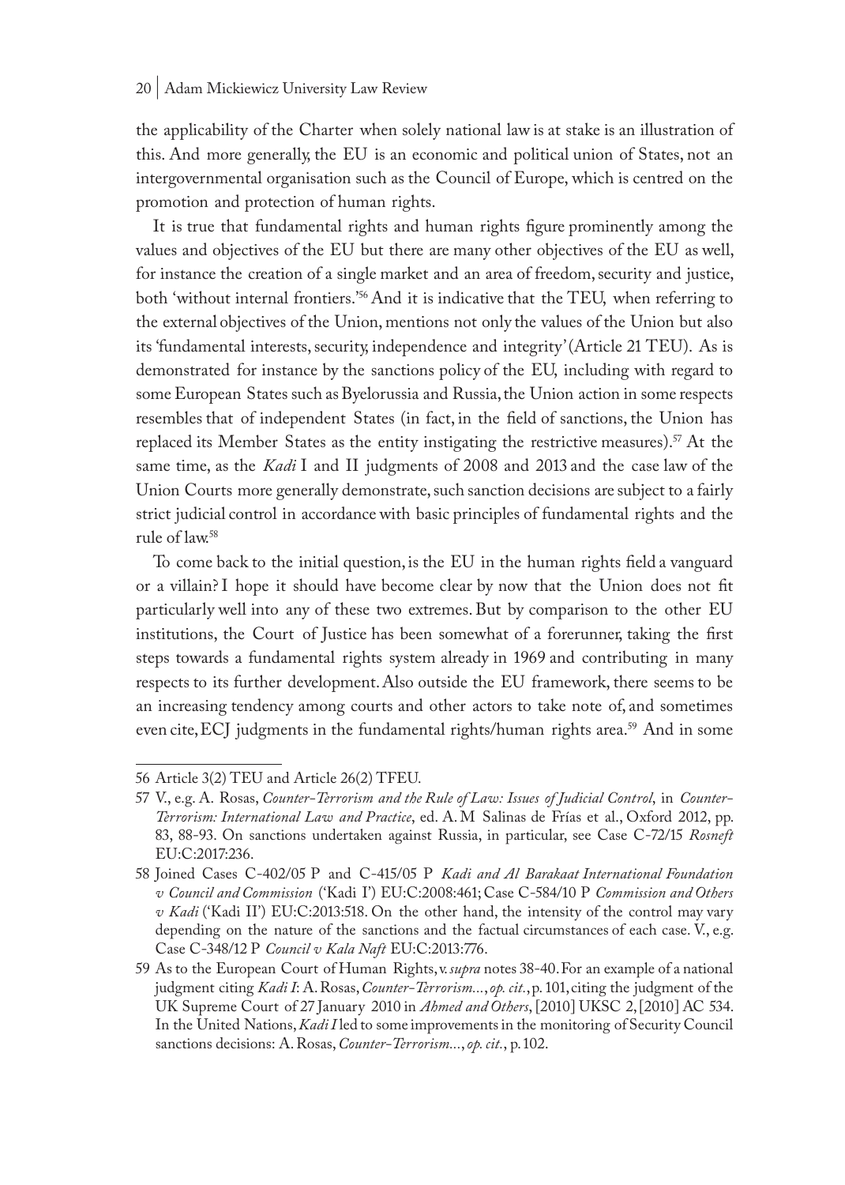the applicability of the Charter when solely national law is at stake is an illustration of this. And more generally, the EU is an economic and political union of States, not an intergovernmental organisation such as the Council of Europe, which is centred on the promotion and protection of human rights.

It is true that fundamental rights and human rights figure prominently among the values and objectives of the EU but there are many other objectives of the EU as well, for instance the creation of a single market and an area of freedom, security and justice, both 'without internal frontiers.'[56] And it is indicative that the TEU, when referring to the external objectives of the Union, mentions not only the values of the Union but also its 'fundamental interests, security, independence and integrity' (Article 21 TEU). As is demonstrated for instance by the sanctions policy of the EU, including with regard to some European States such as Byelorussia and Russia, the Union action in some respects resembles that of independent States (in fact, in the field of sanctions, the Union has replaced its Member States as the entity instigating the restrictive measures).[57] At the same time, as the *Kadi* I and II judgments of 2008 and 2013 and the case law of the Union Courts more generally demonstrate, such sanction decisions are subject to a fairly strict judicial control in accordance with basic principles of fundamental rights and the rule of law.[58]

To come back to the initial question, is the EU in the human rights field a vanguard or a villain? I hope it should have become clear by now that the Union does not fit particularly well into any of these two extremes. But by comparison to the other EU institutions, the Court of Justice has been somewhat of a forerunner, taking the first steps towards a fundamental rights system already in 1969 and contributing in many respects to its further development. Also outside the EU framework, there seems to be an increasing tendency among courts and other actors to take note of, and sometimes even cite, ECJ judgments in the fundamental rights/human rights area.[59] And in some

---

56 Article 3(2) TEU and Article 26(2) TFEU.

57 V., e.g. A. Rosas, *Counter-Terrorism and the Rule of Law: Issues of Judicial Control*, in *Counter-Terrorism: International Law and Practice*, ed. A. M Salinas de Frías et al., Oxford 2012, pp. 83, 88-93. On sanctions undertaken against Russia, in particular, see Case C-72/15 *Rosneft* EU:C:2017:236.

58 Joined Cases C-402/05 P and C-415/05 P *Kadi and Al Barakaat International Foundation v Council and Commission* ('Kadi I') EU:C:2008:461; Case C-584/10 P *Commission and Others v Kadi* ('Kadi II') EU:C:2013:518. On the other hand, the intensity of the control may vary depending on the nature of the sanctions and the factual circumstances of each case. V., e.g. Case C-348/12 P *Council v Kala Naft* EU:C:2013:776.

59 As to the European Court of Human Rights, v. *supra* notes 38-40. For an example of a national judgment citing *Kadi I*: A. Rosas, *Counter-Terrorism...*, *op. cit.*, p. 101, citing the judgment of the UK Supreme Court of 27 January 2010 in *Ahmed and Others*, [2010] UKSC 2, [2010] AC 534. In the United Nations, *Kadi I* led to some improvements in the monitoring of Security Council sanctions decisions: A. Rosas, *Counter-Terrorism...*, *op. cit.*, p. 102.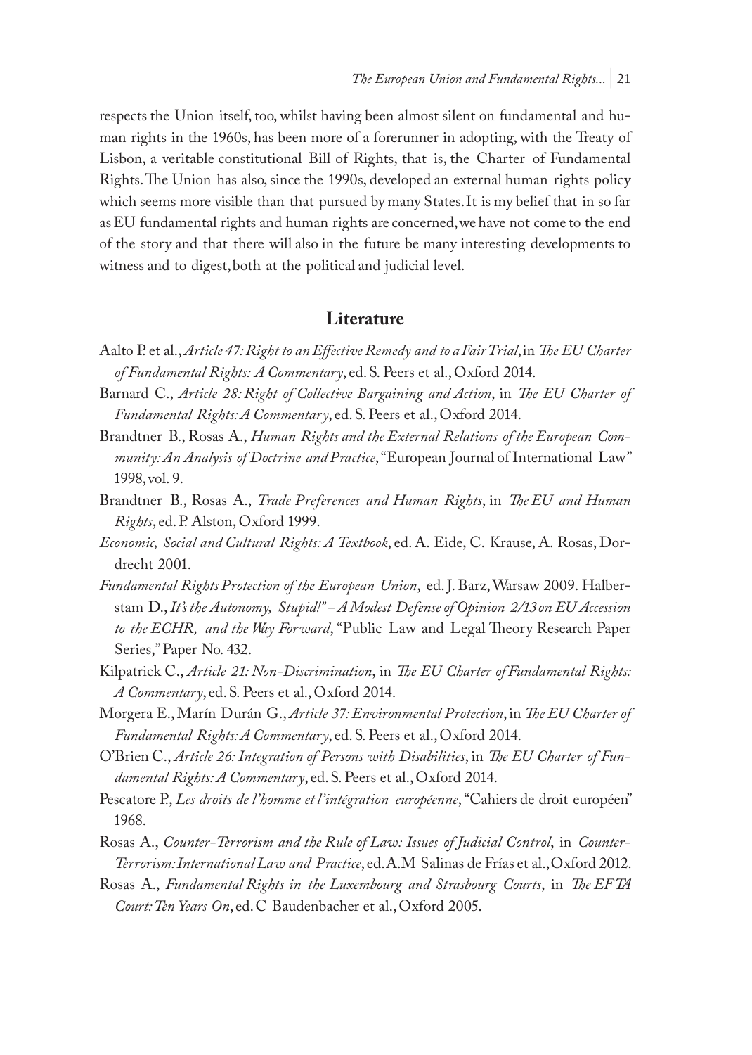respects the Union itself, too, whilst having been almost silent on fundamental and human rights in the 1960s, has been more of a forerunner in adopting, with the Treaty of Lisbon, a veritable constitutional Bill of Rights, that is, the Charter of Fundamental Rights. The Union has also, since the 1990s, developed an external human rights policy which seems more visible than that pursued by many States. It is my belief that in so far as EU fundamental rights and human rights are concerned, we have not come to the end of the story and that there will also in the future be many interesting developments to witness and to digest, both at the political and judicial level.

## Literature

Aalto P. et al., *Article 47: Right to an Effective Remedy and to a Fair Trial*, in *The EU Charter of Fundamental Rights: A Commentary*, ed. S. Peers et al., Oxford 2014.

Barnard C., *Article 28: Right of Collective Bargaining and Action*, in *The EU Charter of Fundamental Rights: A Commentary*, ed. S. Peers et al., Oxford 2014.

Brandtner B., Rosas A., *Human Rights and the External Relations of the European Community: An Analysis of Doctrine and Practice*, "European Journal of International Law" 1998, vol. 9.

Brandtner B., Rosas A., *Trade Preferences and Human Rights*, in *The EU and Human Rights*, ed. P. Alston, Oxford 1999.

*Economic, Social and Cultural Rights: A Textbook*, ed. A. Eide, C. Krause, A. Rosas, Dordrecht 2001.

*Fundamental Rights Protection of the European Union*, ed. J. Barz, Warsaw 2009. Halberstam D., *It's the Autonomy, Stupid!" – A Modest Defense of Opinion 2/13 on EU Accession to the ECHR, and the Way Forward*, "Public Law and Legal Theory Research Paper Series," Paper No. 432.

Kilpatrick C., *Article 21: Non-Discrimination*, in *The EU Charter of Fundamental Rights: A Commentary*, ed. S. Peers et al., Oxford 2014.

Morgera E., Marín Durán G., *Article 37: Environmental Protection*, in *The EU Charter of Fundamental Rights: A Commentary*, ed. S. Peers et al., Oxford 2014.

O'Brien C., *Article 26: Integration of Persons with Disabilities*, in *The EU Charter of Fundamental Rights: A Commentary*, ed. S. Peers et al., Oxford 2014.

Pescatore P., *Les droits de l'homme et l'intégration européenne*, "Cahiers de droit européen" 1968.

Rosas A., *Counter-Terrorism and the Rule of Law: Issues of Judicial Control*, in *Counter-Terrorism: International Law and Practice*, ed. A.M Salinas de Frías et al., Oxford 2012.

Rosas A., *Fundamental Rights in the Luxembourg and Strasbourg Courts*, in *The EFTA Court: Ten Years On*, ed. C Baudenbacher et al., Oxford 2005.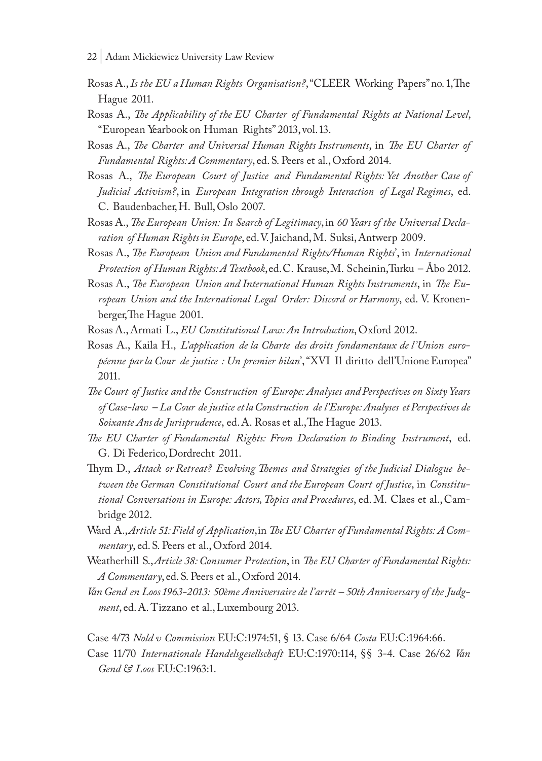Rosas A., *Is the EU a Human Rights Organisation?*, "CLEER Working Papers" no. 1, The Hague 2011.

Rosas A., *The Applicability of the EU Charter of Fundamental Rights at National Level*, "European Yearbook on Human Rights" 2013, vol. 13.

Rosas A., *The Charter and Universal Human Rights Instruments*, in *The EU Charter of Fundamental Rights: A Commentary*, ed. S. Peers et al., Oxford 2014.

Rosas A., *The European Court of Justice and Fundamental Rights: Yet Another Case of Judicial Activism?*, in *European Integration through Interaction of Legal Regimes*, ed. C. Baudenbacher, H. Bull, Oslo 2007.

Rosas A., *The European Union: In Search of Legitimacy*, in *60 Years of the Universal Declaration of Human Rights in Europe*, ed. V. Jaichand, M. Suksi, Antwerp 2009.

Rosas A., *The European Union and Fundamental Rights/Human Rights*', in *International Protection of Human Rights: A Textbook*, ed. C. Krause, M. Scheinin, Turku – Åbo 2012.

Rosas A., *The European Union and International Human Rights Instruments*, in *The European Union and the International Legal Order: Discord or Harmony*, ed. V. Kronenberger, The Hague 2001.

Rosas A., Armati L., *EU Constitutional Law: An Introduction*, Oxford 2012.

Rosas A., Kaila H., *L'application de la Charte des droits fondamentaux de l'Union européenne par la Cour de justice : Un premier bilan*', "XVI Il diritto dell'Unione Europea" 2011.

*The Court of Justice and the Construction of Europe: Analyses and Perspectives on Sixty Years of Case-law – La Cour de justice et la Construction de l'Europe: Analyses et Perspectives de Soixante Ans de Jurisprudence*, ed. A. Rosas et al., The Hague 2013.

*The EU Charter of Fundamental Rights: From Declaration to Binding Instrument*, ed. G. Di Federico, Dordrecht 2011.

Thym D., *Attack or Retreat? Evolving Themes and Strategies of the Judicial Dialogue between the German Constitutional Court and the European Court of Justice*, in *Constitutional Conversations in Europe: Actors, Topics and Procedures*, ed. M. Claes et al., Cambridge 2012.

Ward A., *Article 51: Field of Application*, in *The EU Charter of Fundamental Rights: A Commentary*, ed. S. Peers et al., Oxford 2014.

Weatherhill S., *Article 38: Consumer Protection*, in *The EU Charter of Fundamental Rights: A Commentary*, ed. S. Peers et al., Oxford 2014.

*Van Gend en Loos 1963-2013: 50ème Anniversaire de l'arrêt – 50th Anniversary of the Judgment*, ed. A. Tizzano et al., Luxembourg 2013.

Case 4/73 *Nold v Commission* EU:C:1974:51, § 13. Case 6/64 *Costa* EU:C:1964:66.

Case 11/70 *Internationale Handelsgesellschaft* EU:C:1970:114, §§ 3-4. Case 26/62 *Van Gend & Loos* EU:C:1963:1.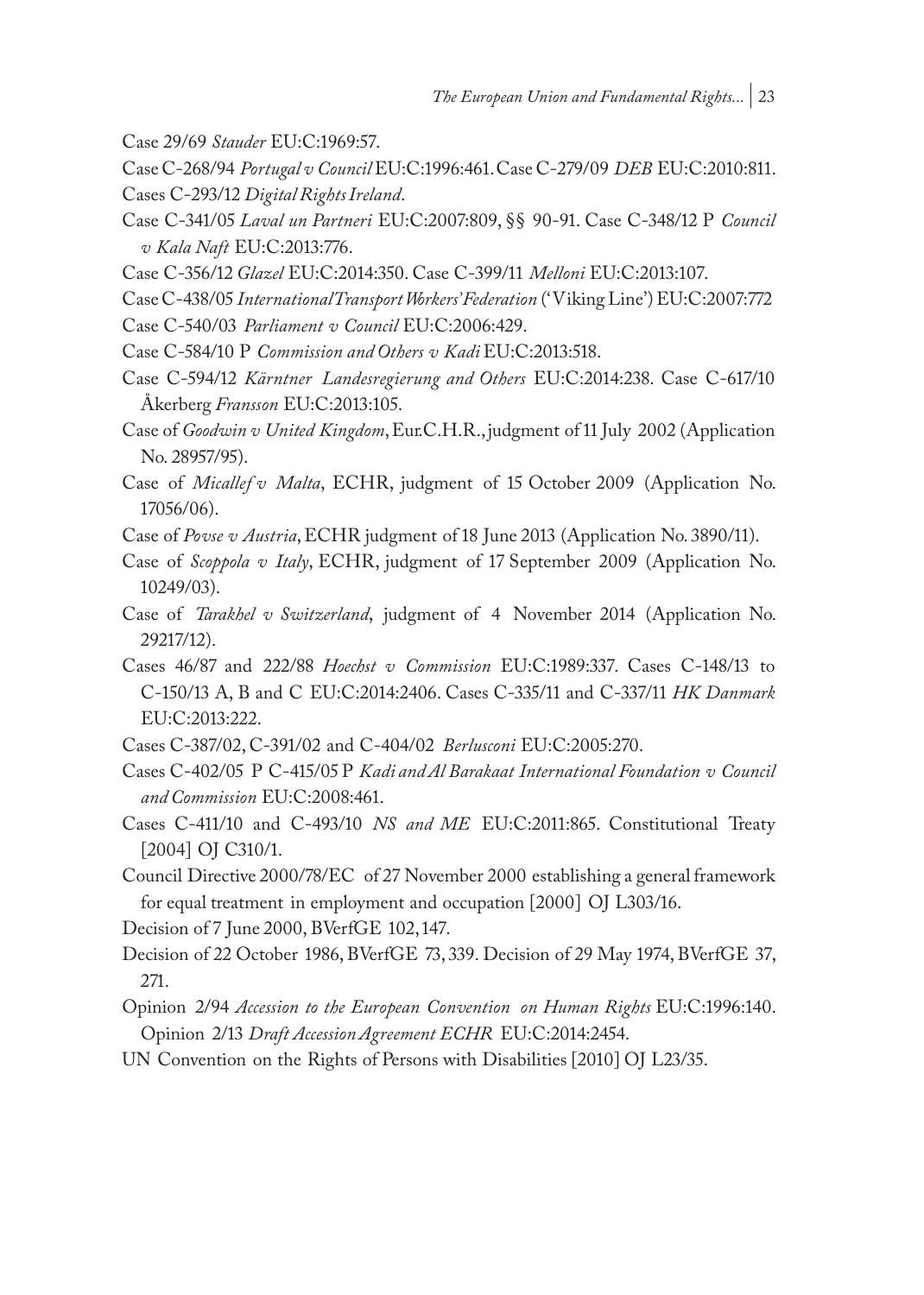Case 29/69 *Stauder* EU:C:1969:57.

Case C-268/94 *Portugal v Council* EU:C:1996:461. Case C-279/09 *DEB* EU:C:2010:811.

Cases C-293/12 *Digital Rights Ireland*.

Case C-341/05 *Laval un Partneri* EU:C:2007:809, §§ 90-91. Case C-348/12 P *Council v Kala Naft* EU:C:2013:776.

Case C-356/12 *Glazel* EU:C:2014:350. Case C-399/11 *Melloni* EU:C:2013:107.

Case C-438/05 *International Transport Workers' Federation* ('Viking Line') EU:C:2007:772

Case C-540/03 *Parliament v Council* EU:C:2006:429.

Case C-584/10 P *Commission and Others v Kadi* EU:C:2013:518.

Case C-594/12 *Kärntner Landesregierung and Others* EU:C:2014:238. Case C-617/10 Åkerberg *Fransson* EU:C:2013:105.

Case of *Goodwin v United Kingdom*, Eur.C.H.R., judgment of 11 July 2002 (Application No. 28957/95).

Case of *Micallef v Malta*, ECHR, judgment of 15 October 2009 (Application No. 17056/06).

Case of *Povse v Austria*, ECHR judgment of 18 June 2013 (Application No. 3890/11).

Case of *Scoppola v Italy*, ECHR, judgment of 17 September 2009 (Application No. 10249/03).

Case of *Tarakhel v Switzerland*, judgment of 4 November 2014 (Application No. 29217/12).

Cases 46/87 and 222/88 *Hoechst v Commission* EU:C:1989:337. Cases C-148/13 to C-150/13 A, B and C EU:C:2014:2406. Cases C-335/11 and C-337/11 *HK Danmark* EU:C:2013:222.

Cases C-387/02, C-391/02 and C-404/02 *Berlusconi* EU:C:2005:270.

Cases C-402/05 P C-415/05 P *Kadi and Al Barakaat International Foundation v Council and Commission* EU:C:2008:461.

Cases C-411/10 and C-493/10 *NS and ME* EU:C:2011:865. Constitutional Treaty [2004] OJ C310/1.

Council Directive 2000/78/EC of 27 November 2000 establishing a general framework for equal treatment in employment and occupation [2000] OJ L303/16.

Decision of 7 June 2000, BVerfGE 102, 147.

Decision of 22 October 1986, BVerfGE 73, 339. Decision of 29 May 1974, BVerfGE 37, 271.

Opinion 2/94 *Accession to the European Convention on Human Rights* EU:C:1996:140. Opinion 2/13 *Draft Accession Agreement ECHR* EU:C:2014:2454.

UN Convention on the Rights of Persons with Disabilities [2010] OJ L23/35.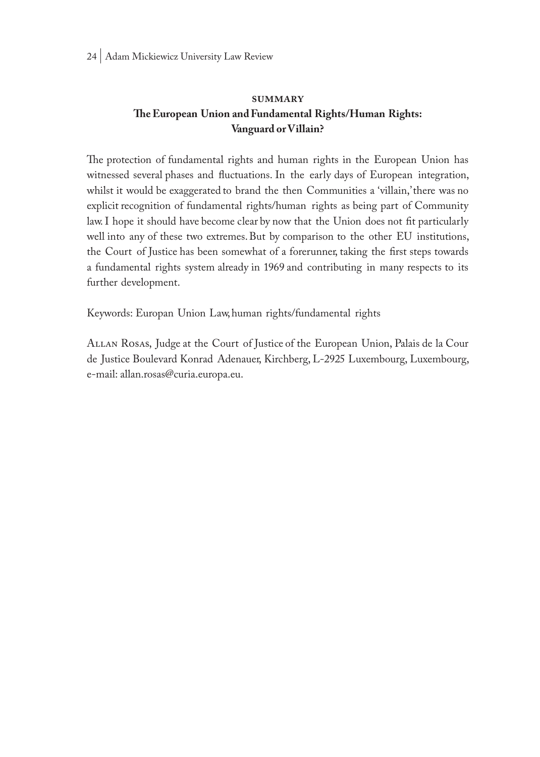## SUMMARY

## The European Union and Fundamental Rights/Human Rights: Vanguard or Villain?

The protection of fundamental rights and human rights in the European Union has witnessed several phases and fluctuations. In the early days of European integration, whilst it would be exaggerated to brand the then Communities a 'villain,' there was no explicit recognition of fundamental rights/human rights as being part of Community law. I hope it should have become clear by now that the Union does not fit particularly well into any of these two extremes. But by comparison to the other EU institutions, the Court of Justice has been somewhat of a forerunner, taking the first steps towards a fundamental rights system already in 1969 and contributing in many respects to its further development.

Keywords: Europan Union Law, human rights/fundamental rights

Allan Rosas, Judge at the Court of Justice of the European Union, Palais de la Cour de Justice Boulevard Konrad Adenauer, Kirchberg, L-2925 Luxembourg, Luxembourg, e-mail: allan.rosas@curia.europa.eu.